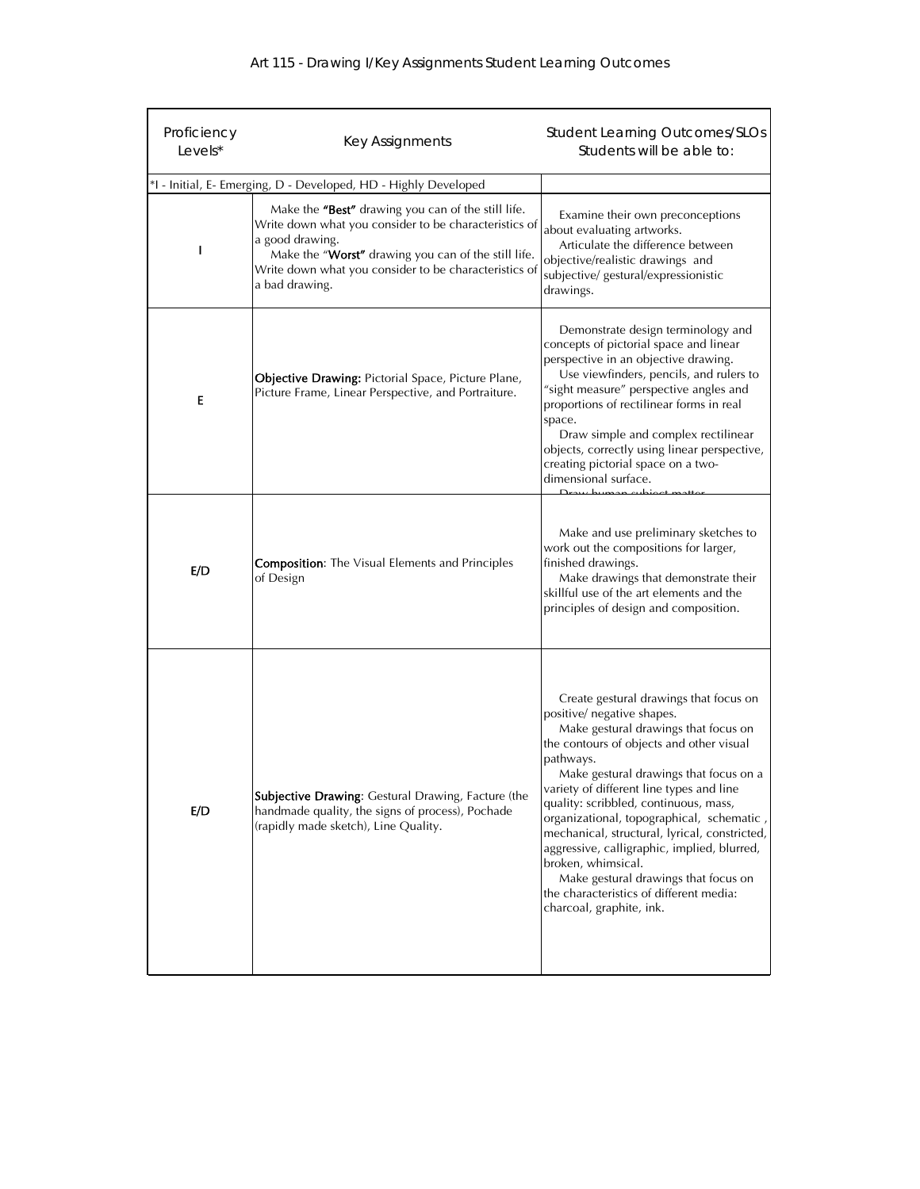# Art 115 - Drawing I/Key Assignments Student Learning Outcomes

| Proficiency Levels* | Key Assignments | Student Learning Outcomes/SLOs Students will be able to: |
|---|---|---|
| *I - Initial, E- Emerging, D - Developed, HD - Highly Developed | | |
| I | Make the **"Best"** drawing you can of the still life. Write down what you consider to be characteristics of a good drawing.<br>Make the "**Worst"** drawing you can of the still life. Write down what you consider to be characteristics of a bad drawing. | Examine their own preconceptions about evaluating artworks.<br>Articulate the difference between objective/realistic drawings and subjective/ gestural/expressionistic drawings. |
| E | **Objective Drawing:** Pictorial Space, Picture Plane, Picture Frame, Linear Perspective, and Portraiture. | Demonstrate design terminology and concepts of pictorial space and linear perspective in an objective drawing.<br>Use viewfinders, pencils, and rulers to "sight measure" perspective angles and proportions of rectilinear forms in real space.<br>Draw simple and complex rectilinear objects, correctly using linear perspective, creating pictorial space on a two-dimensional surface.<br>Draw human subject matter |
| E/D | **Composition**: The Visual Elements and Principles of Design | Make and use preliminary sketches to work out the compositions for larger, finished drawings.<br>Make drawings that demonstrate their skillful use of the art elements and the principles of design and composition. |
| E/D | **Subjective Drawing**: Gestural Drawing, Facture (the handmade quality, the signs of process), Pochade (rapidly made sketch), Line Quality. | Create gestural drawings that focus on positive/ negative shapes.<br>Make gestural drawings that focus on the contours of objects and other visual pathways.<br>Make gestural drawings that focus on a variety of different line types and line quality: scribbled, continuous, mass, organizational, topographical, schematic , mechanical, structural, lyrical, constricted, aggressive, calligraphic, implied, blurred, broken, whimsical.<br>Make gestural drawings that focus on the characteristics of different media: charcoal, graphite, ink. |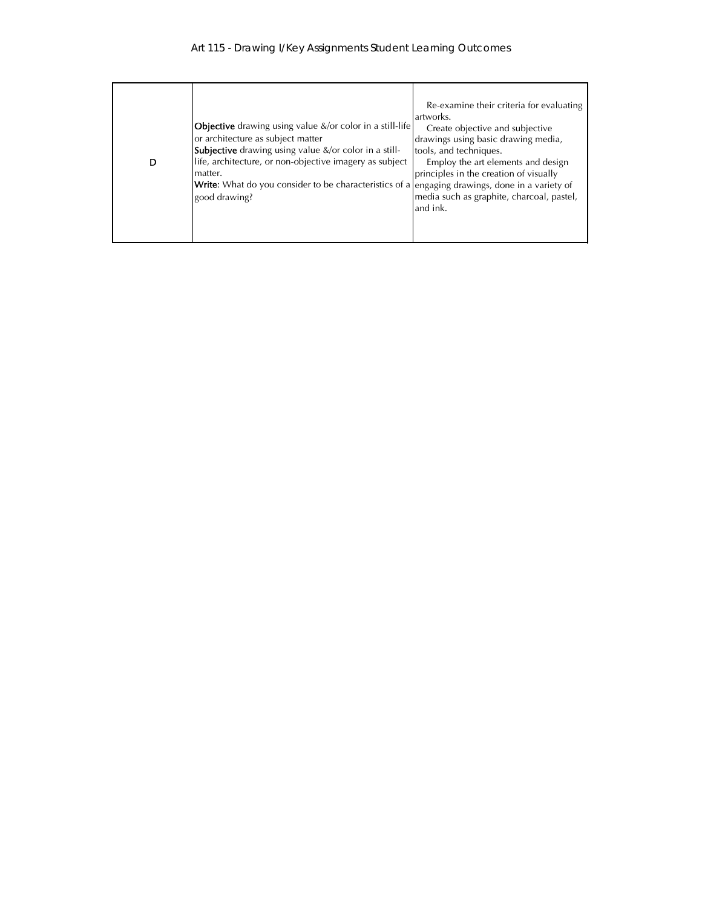| | | |
|---|---|---|
| D | **Objective** drawing using value &/or color in a still-life or architecture as subject matter<br>**Subjective** drawing using value &/or color in a still-life, architecture, or non-objective imagery as subject matter.<br>**Write**: What do you consider to be characteristics of a good drawing? | Re-examine their criteria for evaluating artworks.<br>Create objective and subjective drawings using basic drawing media, tools, and techniques.<br>Employ the art elements and design principles in the creation of visually engaging drawings, done in a variety of media such as graphite, charcoal, pastel, and ink. |